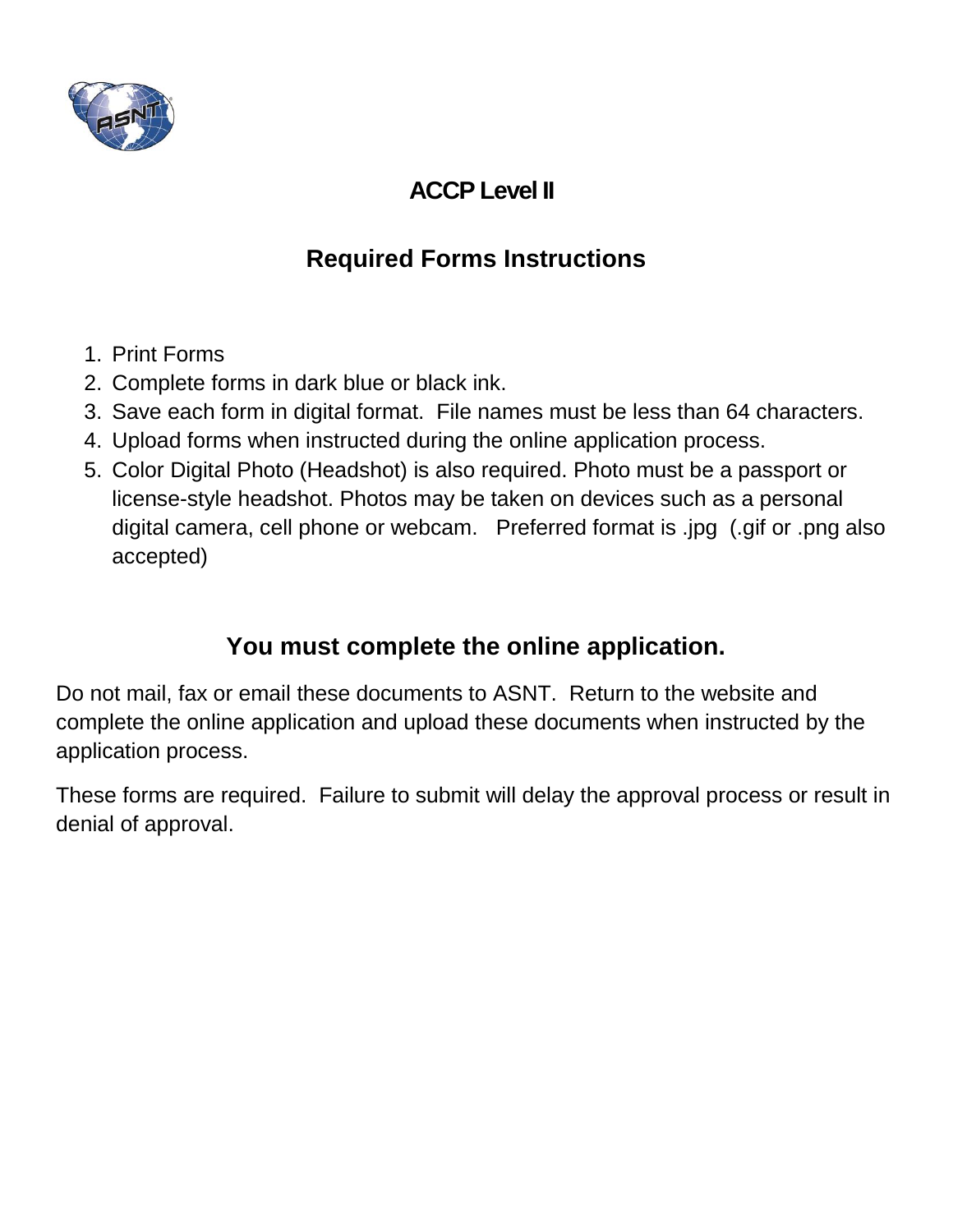# ACCP Level II

## Required Forms Instructions

1. Print Forms
2. Complete forms in dark blue or black ink.
3. Save each form in digital format. File names must be less than 64 characters.
4. Upload forms when instructed during the online application process.
5. Color Digital Photo (Headshot) is also required. Photo must be a passport or license-style headshot. Photos may be taken on devices such as a personal digital camera, cell phone or webcam. Preferred format is .jpg (.gif or .png also accepted)

## You must complete the online application.

Do not mail, fax or email these documents to ASNT. Return to the website and complete the online application and upload these documents when instructed by the application process.

These forms are required. Failure to submit will delay the approval process or result in denial of approval.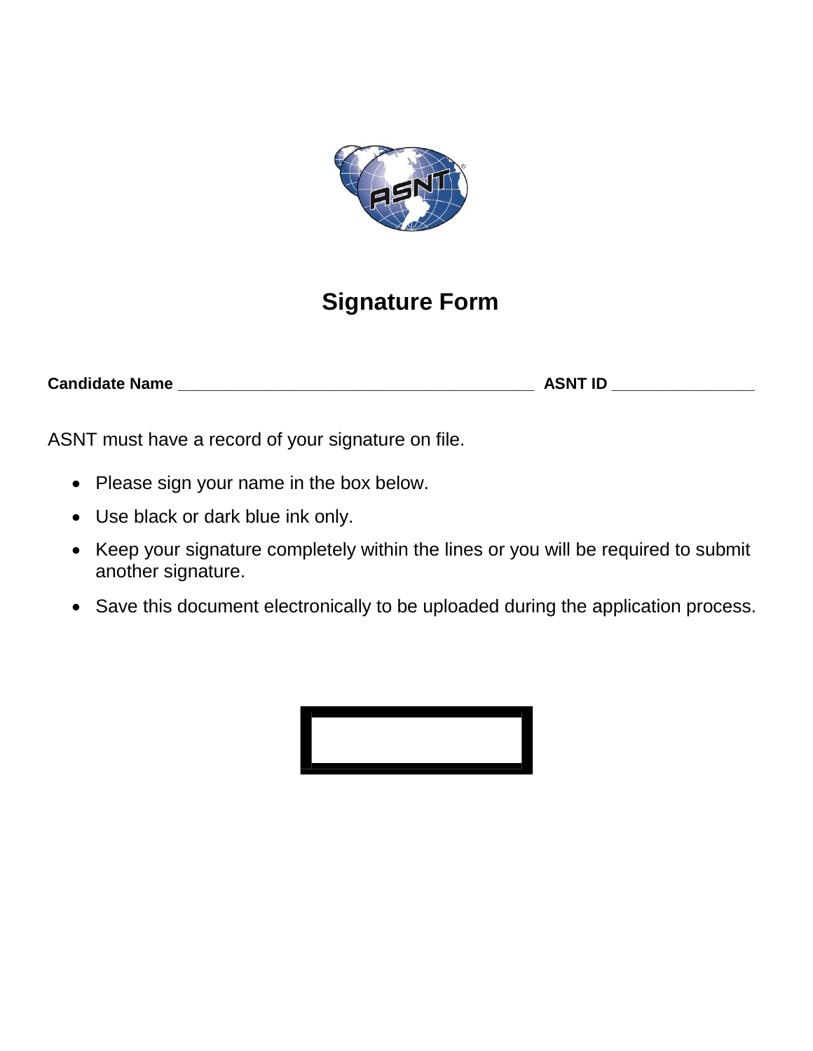# Signature Form

**Candidate Name** ________________________________________ **ASNT ID** ________________

ASNT must have a record of your signature on file.

- Please sign your name in the box below.
- Use black or dark blue ink only.
- Keep your signature completely within the lines or you will be required to submit another signature.
- Save this document electronically to be uploaded during the application process.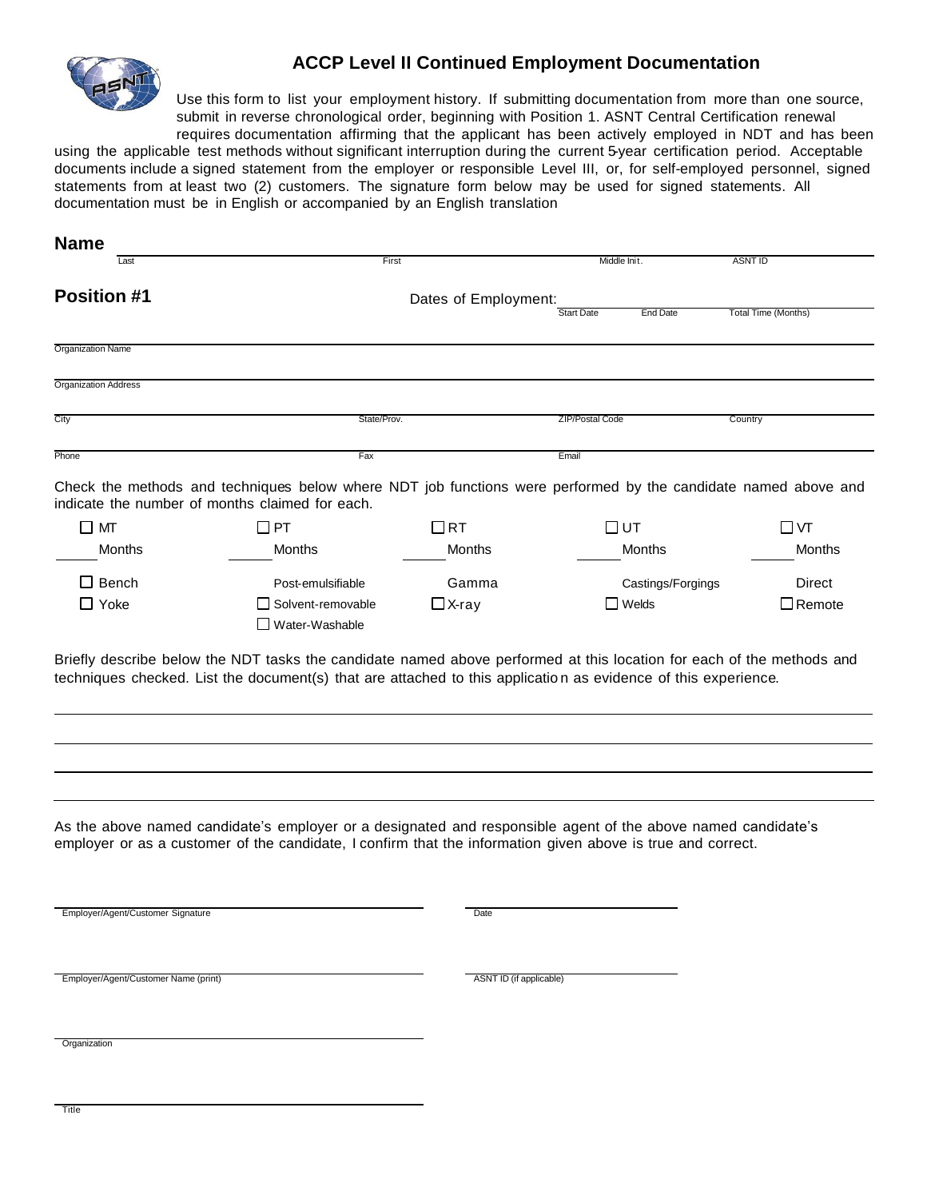# ACCP Level II Continued Employment Documentation

Use this form to list your employment history. If submitting documentation from more than one source, submit in reverse chronological order, beginning with Position 1. ASNT Central Certification renewal requires documentation affirming that the applicant has been actively employed in NDT and has been using the applicable test methods without significant interruption during the current 5-year certification period. Acceptable documents include a signed statement from the employer or responsible Level III, or, for self-employed personnel, signed statements from at least two (2) customers. The signature form below may be used for signed statements. All documentation must be in English or accompanied by an English translation

## Name

Last ______ First ______ Middle Init. ______ ASNT ID ______

## Position #1

Dates of Employment: Start Date ______ End Date ______ Total Time (Months) ______

Organization Name ______

Organization Address ______

City ______ State/Prov. ______ ZIP/Postal Code ______ Country ______

Phone ______ Fax ______ Email ______

Check the methods and techniques below where NDT job functions were performed by the candidate named above and indicate the number of months claimed for each.

| ☐ MT | ☐ PT | ☐ RT | ☐ UT | ☐ VT |
|---|---|---|---|---|
| ____ Months | ____ Months | ____ Months | ____ Months | ____ Months |
| ☐ Bench | Post-emulsifiable | Gamma | Castings/Forgings | Direct |
| ☐ Yoke | ☐ Solvent-removable | ☐ X-ray | ☐ Welds | ☐ Remote |
| | ☐ Water-Washable | | | |

Briefly describe below the NDT tasks the candidate named above performed at this location for each of the methods and techniques checked. List the document(s) that are attached to this application as evidence of this experience.

______

______

______

______

As the above named candidate's employer or a designated and responsible agent of the above named candidate's employer or as a customer of the candidate, I confirm that the information given above is true and correct.

Employer/Agent/Customer Signature ______ Date ______

Employer/Agent/Customer Name (print) ______ ASNT ID (if applicable) ______

Organization ______

Title ______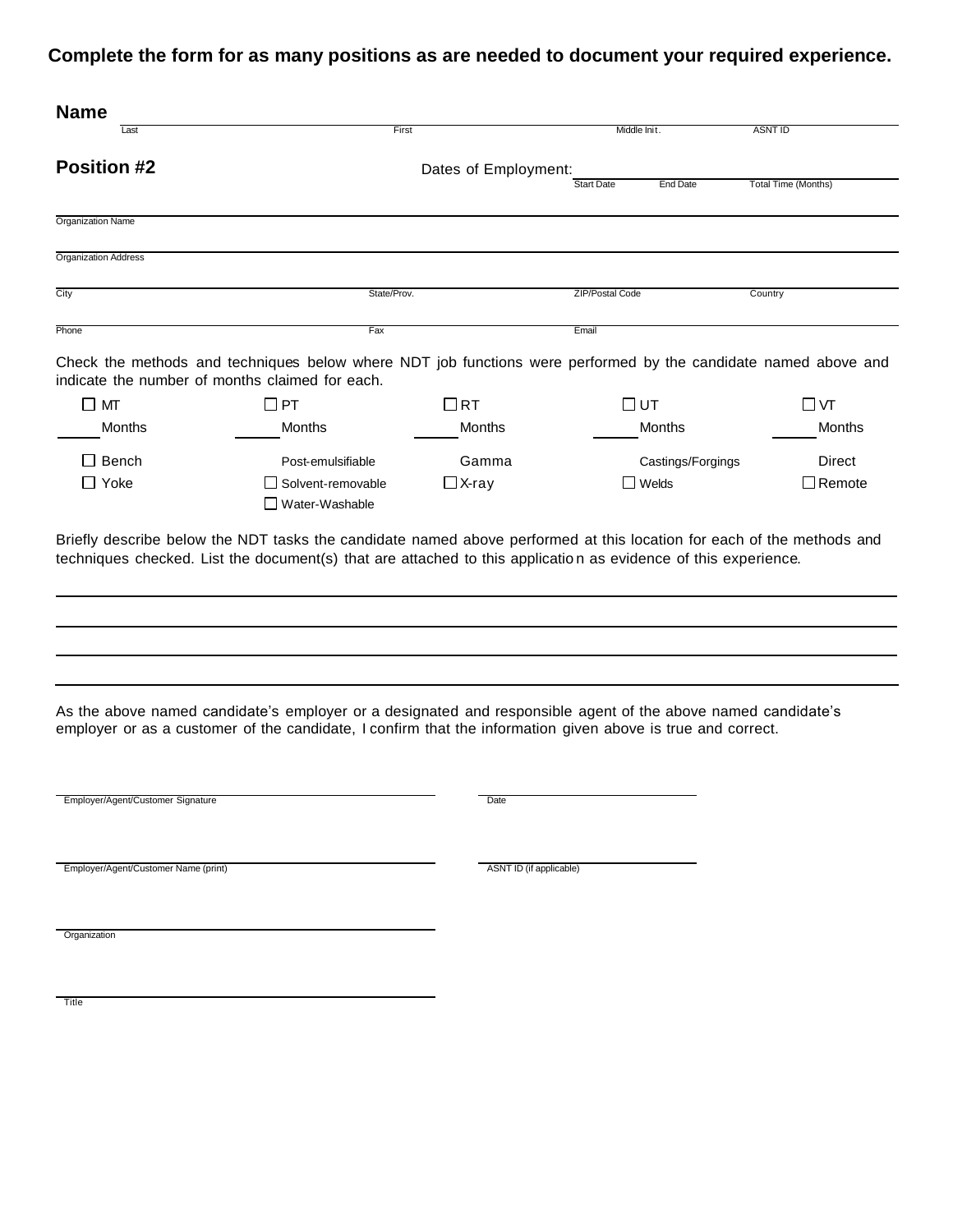**Complete the form for as many positions as are needed to document your required experience.**

**Name**

| Last | First | Middle Init. | ASNT ID |
|---|---|---|---|
| | | | |

**Position #2**

Dates of Employment:

| Start Date | End Date | Total Time (Months) |
|---|---|---|
| | | |

Organization Name

Organization Address

| City | State/Prov. | ZIP/Postal Code | Country |
|---|---|---|---|
| | | | |

| Phone | Fax | Email |
|---|---|---|
| | | |

Check the methods and techniques below where NDT job functions were performed by the candidate named above and indicate the number of months claimed for each.

| ☐ MT | ☐ PT | ☐ RT | ☐ UT | ☐ VT |
|---|---|---|---|---|
| ____ Months | ____ Months | ____ Months | ____ Months | ____ Months |
| ☐ Bench | Post-emulsifiable | Gamma | Castings/Forgings | Direct |
| ☐ Yoke | ☐ Solvent-removable | ☐ X-ray | ☐ Welds | ☐ Remote |
| | ☐ Water-Washable | | | |

Briefly describe below the NDT tasks the candidate named above performed at this location for each of the methods and techniques checked. List the document(s) that are attached to this application as evidence of this experience.

As the above named candidate's employer or a designated and responsible agent of the above named candidate's employer or as a customer of the candidate, I confirm that the information given above is true and correct.

Employer/Agent/Customer Signature

Date

Employer/Agent/Customer Name (print)

ASNT ID (if applicable)

Organization

Title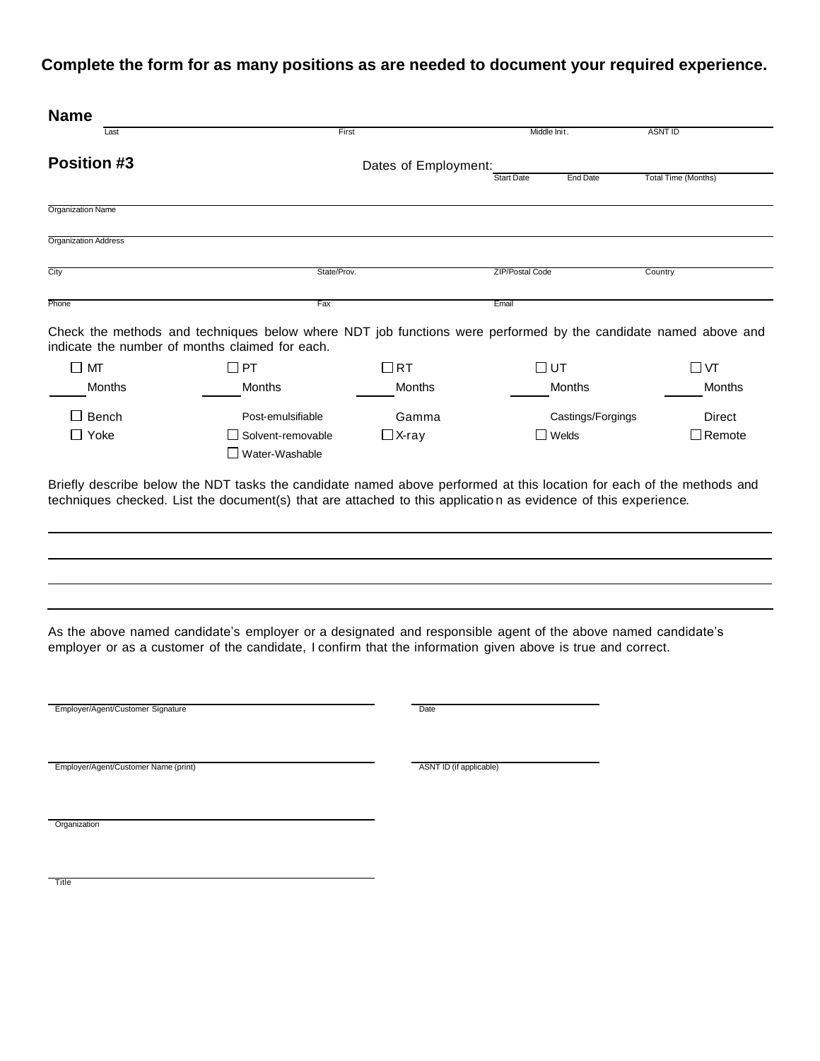**Complete the form for as many positions as are needed to document your required experience.**

**Name**

| Last | First | Middle Init. | ASNT ID |
|---|---|---|---|
| | | | |

**Position #3**

Dates of Employment:

| Start Date | End Date | Total Time (Months) |
|---|---|---|
| | | |

Organization Name

Organization Address

| City | State/Prov. | ZIP/Postal Code | Country |
|---|---|---|---|
| | | | |

| Phone | Fax | Email |
|---|---|---|
| | | |

Check the methods and techniques below where NDT job functions were performed by the candidate named above and indicate the number of months claimed for each.

| ☐ MT | ☐ PT | ☐ RT | ☐ UT | ☐ VT |
|---|---|---|---|---|
| ____ Months | ____ Months | ____ Months | ____ Months | ____ Months |
| ☐ Bench | Post-emulsifiable | Gamma | Castings/Forgings | Direct |
| ☐ Yoke | ☐ Solvent-removable | ☐ X-ray | ☐ Welds | ☐ Remote |
| | ☐ Water-Washable | | | |

Briefly describe below the NDT tasks the candidate named above performed at this location for each of the methods and techniques checked. List the document(s) that are attached to this application as evidence of this experience.

As the above named candidate's employer or a designated and responsible agent of the above named candidate's employer or as a customer of the candidate, I confirm that the information given above is true and correct.

Employer/Agent/Customer Signature

Date

Employer/Agent/Customer Name (print)

ASNT ID (if applicable)

Organization

Title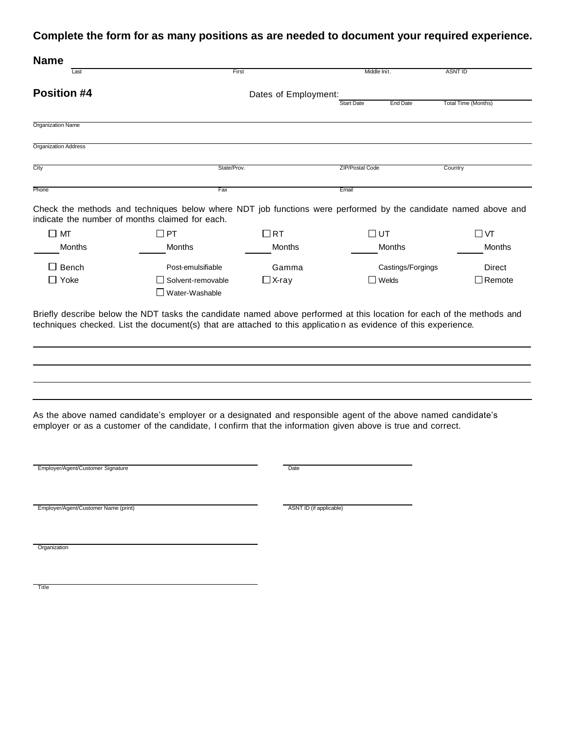**Complete the form for as many positions as are needed to document your required experience.**

**Name**

| Last | First | Middle Init. | ASNT ID |
|---|---|---|---|
| | | | |

**Position #4**

Dates of Employment:

| Start Date | End Date | Total Time (Months) |
|---|---|---|
| | | |

Organization Name

Organization Address

| City | State/Prov. | ZIP/Postal Code | Country |
|---|---|---|---|
| | | | |

| Phone | Fax | Email |
|---|---|---|
| | | |

Check the methods and techniques below where NDT job functions were performed by the candidate named above and indicate the number of months claimed for each.

| ☐ MT | ☐ PT | ☐ RT | ☐ UT | ☐ VT |
|---|---|---|---|---|
| ____ Months | ____ Months | ____ Months | ____ Months | ____ Months |
| ☐ Bench | Post-emulsifiable | Gamma | Castings/Forgings | Direct |
| ☐ Yoke | ☐ Solvent-removable | ☐ X-ray | ☐ Welds | ☐ Remote |
| | ☐ Water-Washable | | | |

Briefly describe below the NDT tasks the candidate named above performed at this location for each of the methods and techniques checked. List the document(s) that are attached to this application as evidence of this experience.

______________________________________________

______________________________________________

______________________________________________

______________________________________________

As the above named candidate's employer or a designated and responsible agent of the above named candidate's employer or as a customer of the candidate, I confirm that the information given above is true and correct.

Employer/Agent/Customer Signature ______________________ Date ______________________

Employer/Agent/Customer Name (print) ______________________ ASNT ID (if applicable) ______________________

Organization ______________________

Title ______________________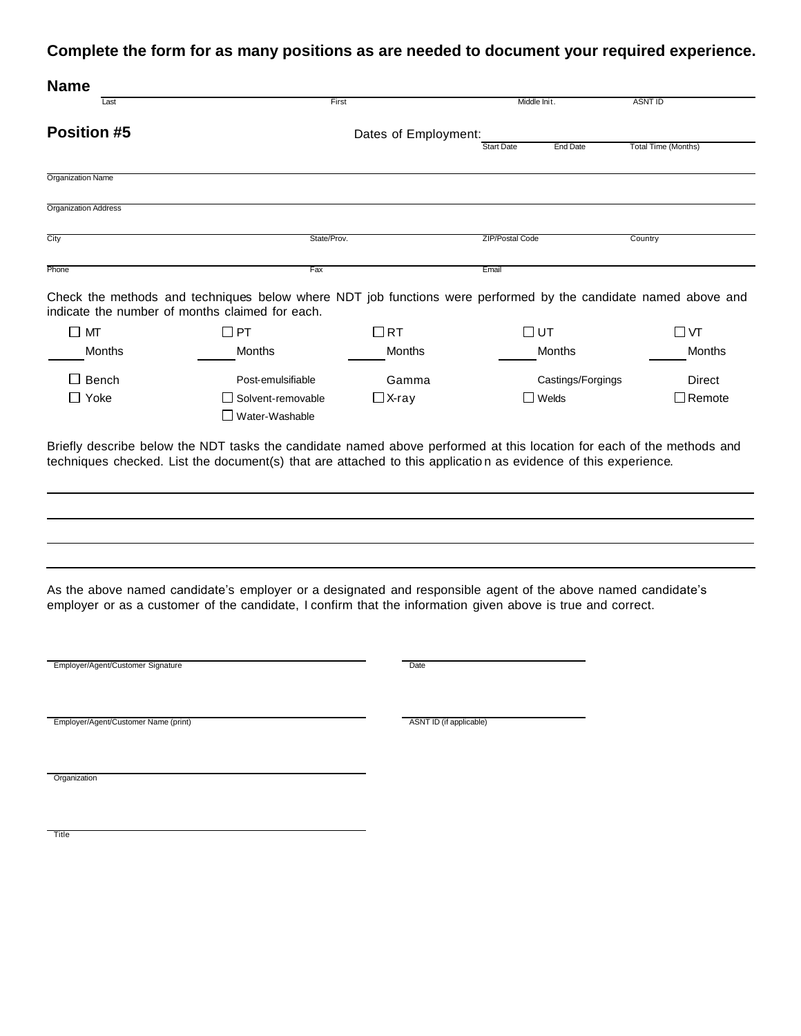**Complete the form for as many positions as are needed to document your required experience.**

**Name**

| Last | First | Middle Init. | ASNT ID |
| --- | --- | --- | --- |

**Position #5**

Dates of Employment:

| Start Date | End Date | Total Time (Months) |
| --- | --- | --- |

Organization Name

Organization Address

| City | State/Prov. | ZIP/Postal Code | Country |
| --- | --- | --- | --- |

| Phone | Fax | Email |
| --- | --- | --- |

Check the methods and techniques below where NDT job functions were performed by the candidate named above and indicate the number of months claimed for each.

| ☐ MT | ☐ PT | ☐ RT | ☐ UT | ☐ VT |
| --- | --- | --- | --- | --- |
| ____ Months | ____ Months | ____ Months | ____ Months | ____ Months |
| ☐ Bench | Post-emulsifiable | Gamma | Castings/Forgings | Direct |
| ☐ Yoke | ☐ Solvent-removable | ☐ X-ray | ☐ Welds | ☐ Remote |
| | ☐ Water-Washable | | | |

Briefly describe below the NDT tasks the candidate named above performed at this location for each of the methods and techniques checked. List the document(s) that are attached to this application as evidence of this experience.

As the above named candidate's employer or a designated and responsible agent of the above named candidate's employer or as a customer of the candidate, I confirm that the information given above is true and correct.

Employer/Agent/Customer Signature

Date

Employer/Agent/Customer Name (print)

ASNT ID (if applicable)

Organization

Title